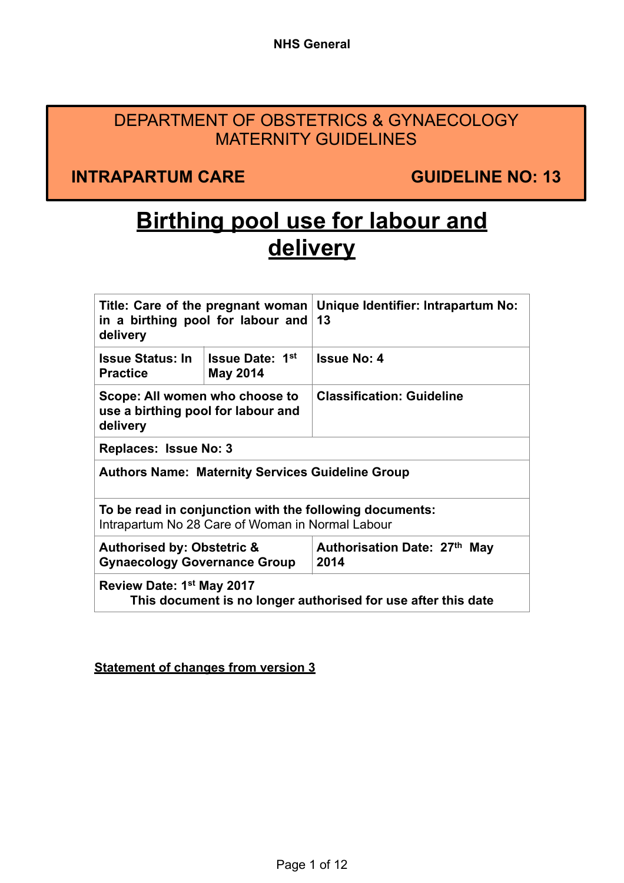NHS General

DEPARTMENT OF OBSTETRICS & GYNAECOLOGY
MATERNITY GUIDELINES

**INTRAPARTUM CARE** **GUIDELINE NO: 13**

# Birthing pool use for labour and delivery

| **Title: Care of the pregnant woman in a birthing pool for labour and delivery** | | **Unique Identifier: Intrapartum No: 13** |
|---|---|---|
| **Issue Status: In Practice** | **Issue Date: 1st May 2014** | **Issue No: 4** |
| **Scope: All women who choose to use a birthing pool for labour and delivery** | | **Classification: Guideline** |
| **Replaces: Issue No: 3** | | |
| **Authors Name: Maternity Services Guideline Group** | | |
| **To be read in conjunction with the following documents:** Intrapartum No 28 Care of Woman in Normal Labour | | |
| **Authorised by: Obstetric & Gynaecology Governance Group** | | **Authorisation Date: 27th May 2014** |
| **Review Date: 1st May 2017** **This document is no longer authorised for use after this date** | | |

**Statement of changes from version 3**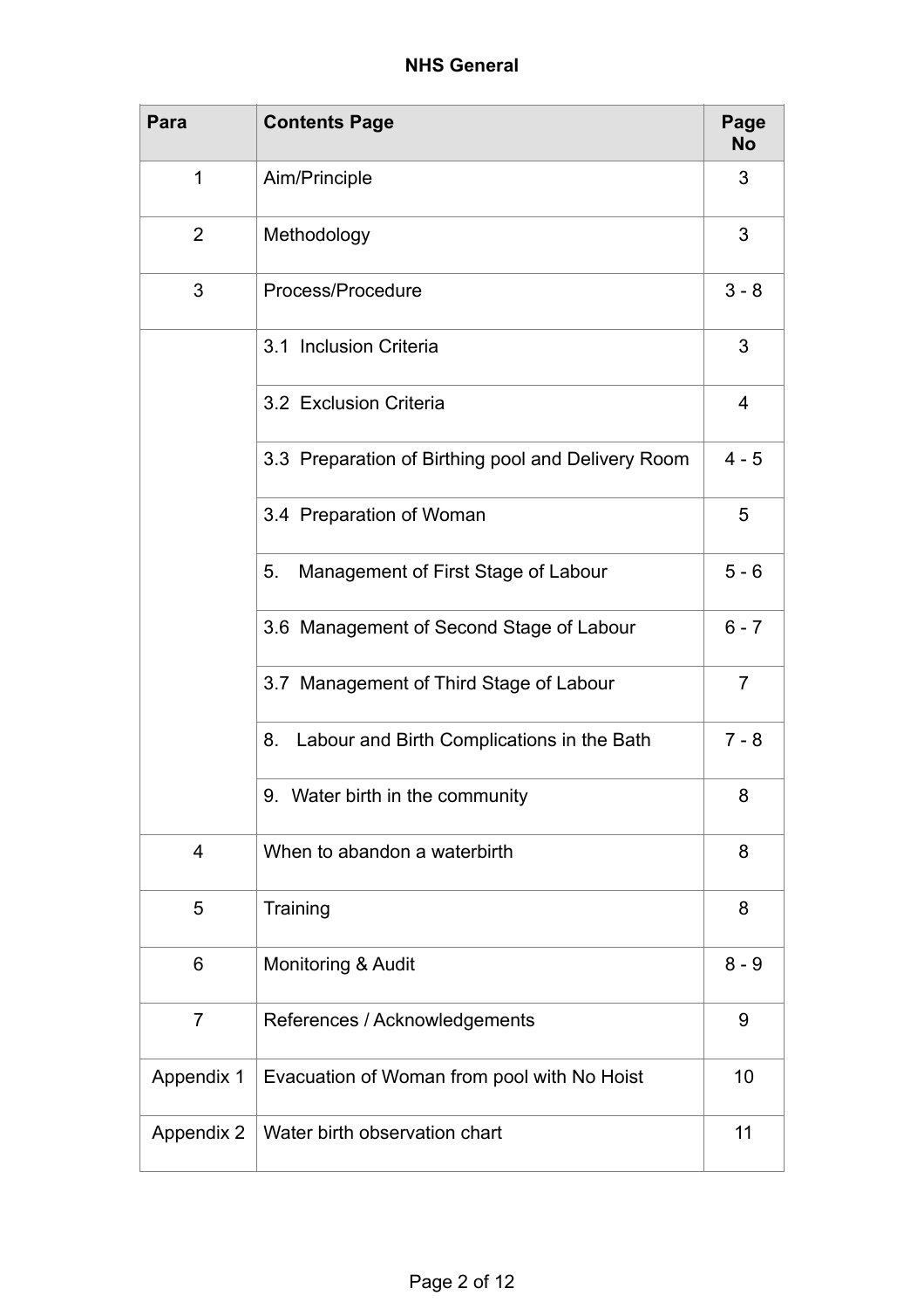| Para | Contents Page | Page No |
|---|---|---|
| 1 | Aim/Principle | 3 |
| 2 | Methodology | 3 |
| 3 | Process/Procedure | 3 - 8 |
| | 3.1 Inclusion Criteria | 3 |
| | 3.2 Exclusion Criteria | 4 |
| | 3.3 Preparation of Birthing pool and Delivery Room | 4 - 5 |
| | 3.4 Preparation of Woman | 5 |
| | 5. Management of First Stage of Labour | 5 - 6 |
| | 3.6 Management of Second Stage of Labour | 6 - 7 |
| | 3.7 Management of Third Stage of Labour | 7 |
| | 8. Labour and Birth Complications in the Bath | 7 - 8 |
| | 9. Water birth in the community | 8 |
| 4 | When to abandon a waterbirth | 8 |
| 5 | Training | 8 |
| 6 | Monitoring & Audit | 8 - 9 |
| 7 | References / Acknowledgements | 9 |
| Appendix 1 | Evacuation of Woman from pool with No Hoist | 10 |
| Appendix 2 | Water birth observation chart | 11 |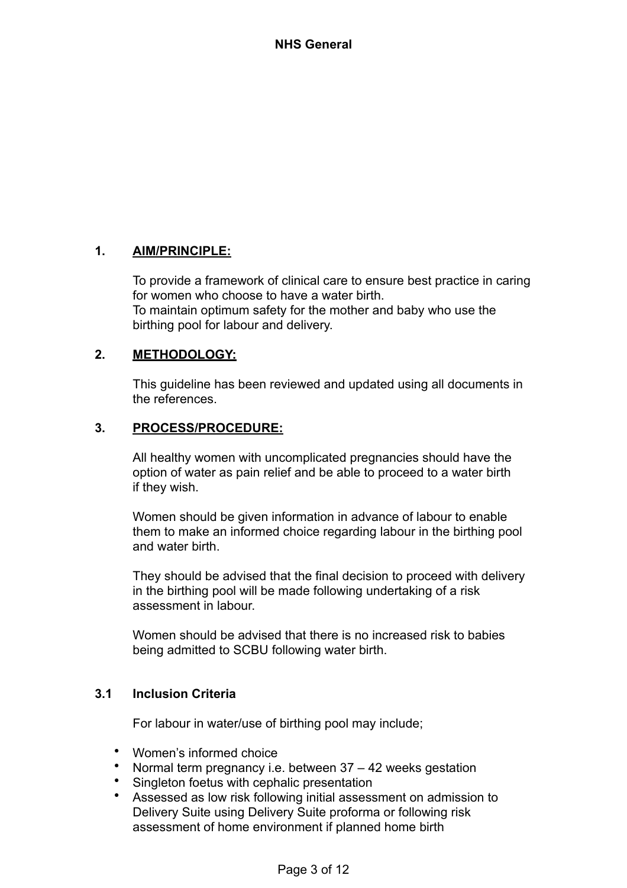## 1. AIM/PRINCIPLE:

To provide a framework of clinical care to ensure best practice in caring for women who choose to have a water birth.
To maintain optimum safety for the mother and baby who use the birthing pool for labour and delivery.

## 2. METHODOLOGY:

This guideline has been reviewed and updated using all documents in the references.

## 3. PROCESS/PROCEDURE:

All healthy women with uncomplicated pregnancies should have the option of water as pain relief and be able to proceed to a water birth if they wish.

Women should be given information in advance of labour to enable them to make an informed choice regarding labour in the birthing pool and water birth.

They should be advised that the final decision to proceed with delivery in the birthing pool will be made following undertaking of a risk assessment in labour.

Women should be advised that there is no increased risk to babies being admitted to SCBU following water birth.

### 3.1 Inclusion Criteria

For labour in water/use of birthing pool may include;

- Women's informed choice
- Normal term pregnancy i.e. between 37 – 42 weeks gestation
- Singleton foetus with cephalic presentation
- Assessed as low risk following initial assessment on admission to Delivery Suite using Delivery Suite proforma or following risk assessment of home environment if planned home birth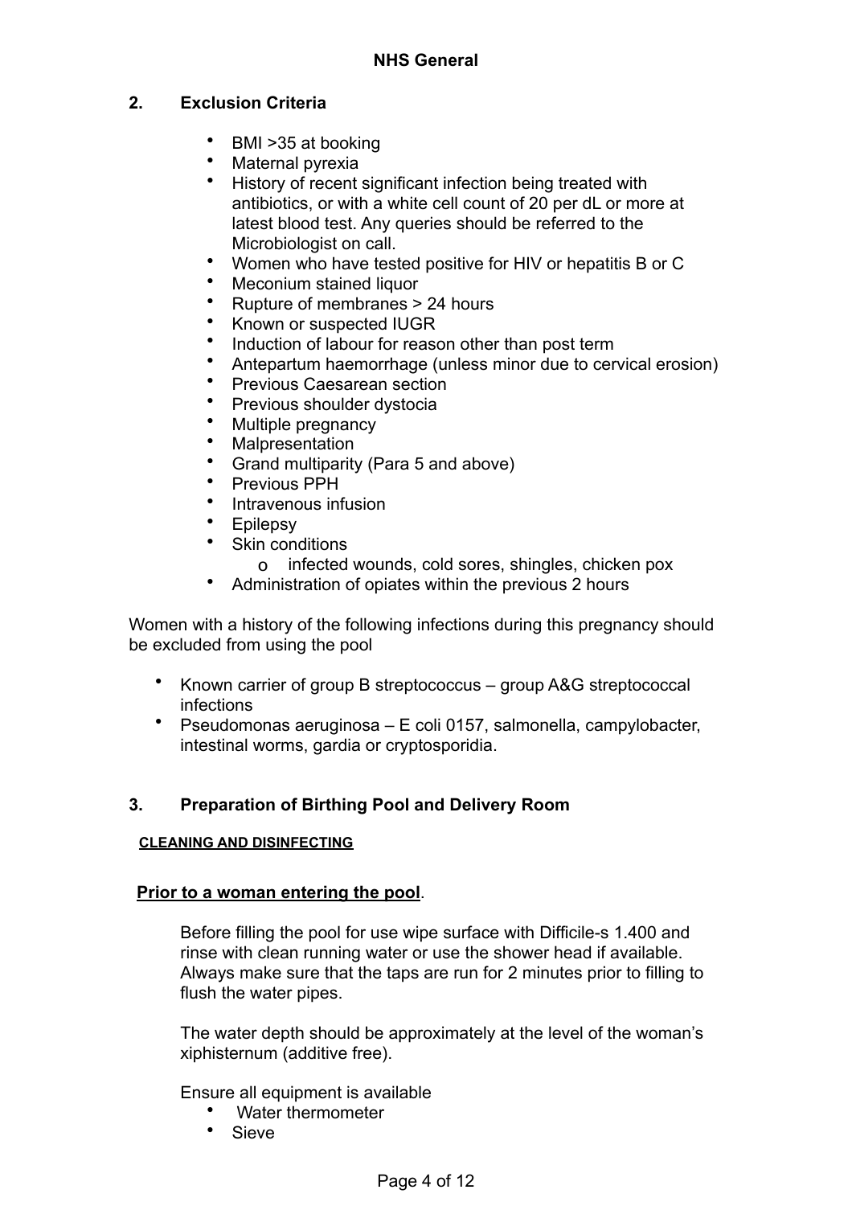## 2. Exclusion Criteria

- BMI >35 at booking
- Maternal pyrexia
- History of recent significant infection being treated with antibiotics, or with a white cell count of 20 per dL or more at latest blood test. Any queries should be referred to the Microbiologist on call.
- Women who have tested positive for HIV or hepatitis B or C
- Meconium stained liquor
- Rupture of membranes > 24 hours
- Known or suspected IUGR
- Induction of labour for reason other than post term
- Antepartum haemorrhage (unless minor due to cervical erosion)
- Previous Caesarean section
- Previous shoulder dystocia
- Multiple pregnancy
- Malpresentation
- Grand multiparity (Para 5 and above)
- Previous PPH
- Intravenous infusion
- Epilepsy
- Skin conditions
    - infected wounds, cold sores, shingles, chicken pox
- Administration of opiates within the previous 2 hours

Women with a history of the following infections during this pregnancy should be excluded from using the pool

- Known carrier of group B streptococcus – group A&G streptococcal infections
- Pseudomonas aeruginosa – E coli 0157, salmonella, campylobacter, intestinal worms, gardia or cryptosporidia.

## 3. Preparation of Birthing Pool and Delivery Room

**CLEANING AND DISINFECTING**

**Prior to a woman entering the pool**.

Before filling the pool for use wipe surface with Difficile-s 1.400 and rinse with clean running water or use the shower head if available. Always make sure that the taps are run for 2 minutes prior to filling to flush the water pipes.

The water depth should be approximately at the level of the woman's xiphisternum (additive free).

Ensure all equipment is available

- Water thermometer
- Sieve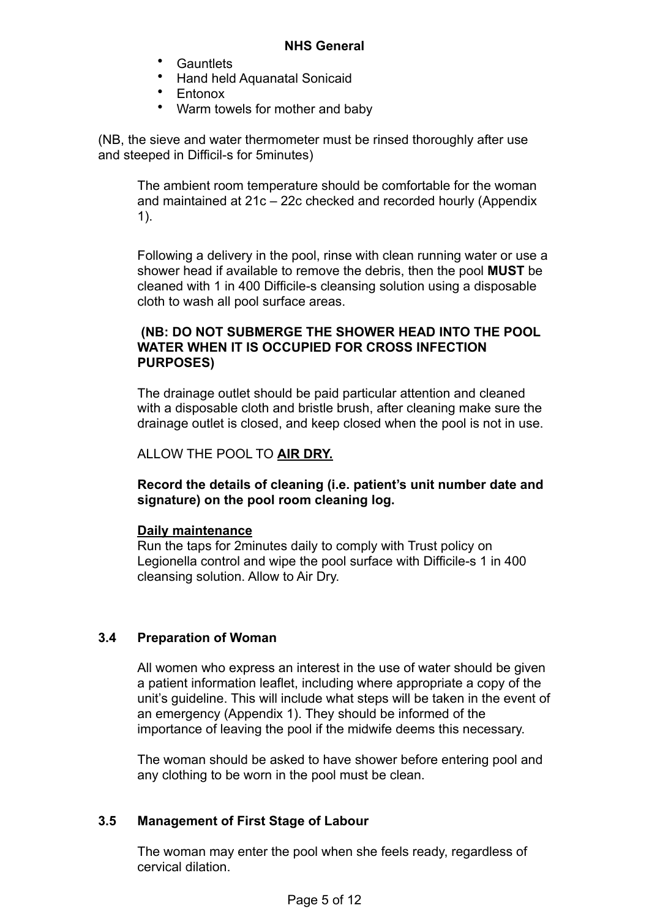- Gauntlets
- Hand held Aquanatal Sonicaid
- Entonox
- Warm towels for mother and baby

(NB, the sieve and water thermometer must be rinsed thoroughly after use and steeped in Difficil-s for 5minutes)

The ambient room temperature should be comfortable for the woman and maintained at 21c – 22c checked and recorded hourly (Appendix 1).

Following a delivery in the pool, rinse with clean running water or use a shower head if available to remove the debris, then the pool **MUST** be cleaned with 1 in 400 Difficile-s cleansing solution using a disposable cloth to wash all pool surface areas.

**(NB: DO NOT SUBMERGE THE SHOWER HEAD INTO THE POOL WATER WHEN IT IS OCCUPIED FOR CROSS INFECTION PURPOSES)**

The drainage outlet should be paid particular attention and cleaned with a disposable cloth and bristle brush, after cleaning make sure the drainage outlet is closed, and keep closed when the pool is not in use.

ALLOW THE POOL TO **<u>AIR DRY.</u>**

**Record the details of cleaning (i.e. patient's unit number date and signature) on the pool room cleaning log.**

**<u>Daily maintenance</u>**
Run the taps for 2minutes daily to comply with Trust policy on Legionella control and wipe the pool surface with Difficile-s 1 in 400 cleansing solution. Allow to Air Dry.

### 3.4 Preparation of Woman

All women who express an interest in the use of water should be given a patient information leaflet, including where appropriate a copy of the unit's guideline. This will include what steps will be taken in the event of an emergency (Appendix 1). They should be informed of the importance of leaving the pool if the midwife deems this necessary.

The woman should be asked to have shower before entering pool and any clothing to be worn in the pool must be clean.

### 3.5 Management of First Stage of Labour

The woman may enter the pool when she feels ready, regardless of cervical dilation.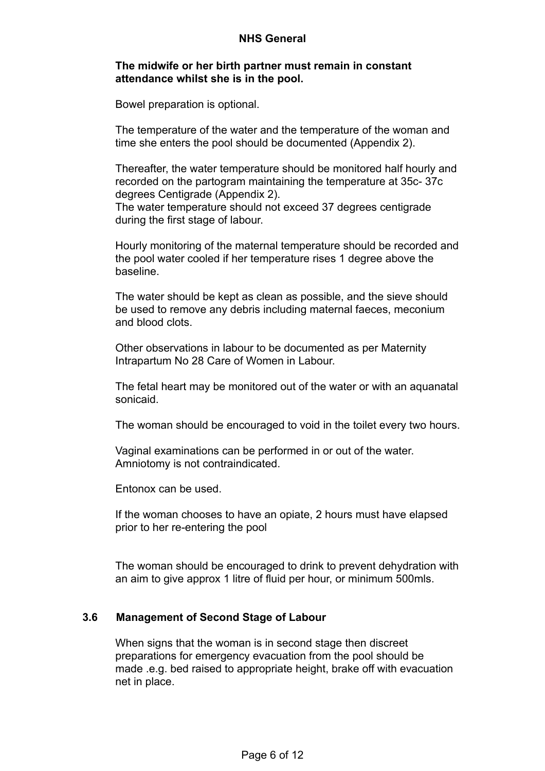**The midwife or her birth partner must remain in constant attendance whilst she is in the pool.**

Bowel preparation is optional.

The temperature of the water and the temperature of the woman and time she enters the pool should be documented (Appendix 2).

Thereafter, the water temperature should be monitored half hourly and recorded on the partogram maintaining the temperature at 35c- 37c degrees Centigrade (Appendix 2).
The water temperature should not exceed 37 degrees centigrade during the first stage of labour.

Hourly monitoring of the maternal temperature should be recorded and the pool water cooled if her temperature rises 1 degree above the baseline.

The water should be kept as clean as possible, and the sieve should be used to remove any debris including maternal faeces, meconium and blood clots.

Other observations in labour to be documented as per Maternity Intrapartum No 28 Care of Women in Labour.

The fetal heart may be monitored out of the water or with an aquanatal sonicaid.

The woman should be encouraged to void in the toilet every two hours.

Vaginal examinations can be performed in or out of the water. Amniotomy is not contraindicated.

Entonox can be used.

If the woman chooses to have an opiate, 2 hours must have elapsed prior to her re-entering the pool

The woman should be encouraged to drink to prevent dehydration with an aim to give approx 1 litre of fluid per hour, or minimum 500mls.

### 3.6 Management of Second Stage of Labour

When signs that the woman is in second stage then discreet preparations for emergency evacuation from the pool should be made .e.g. bed raised to appropriate height, brake off with evacuation net in place.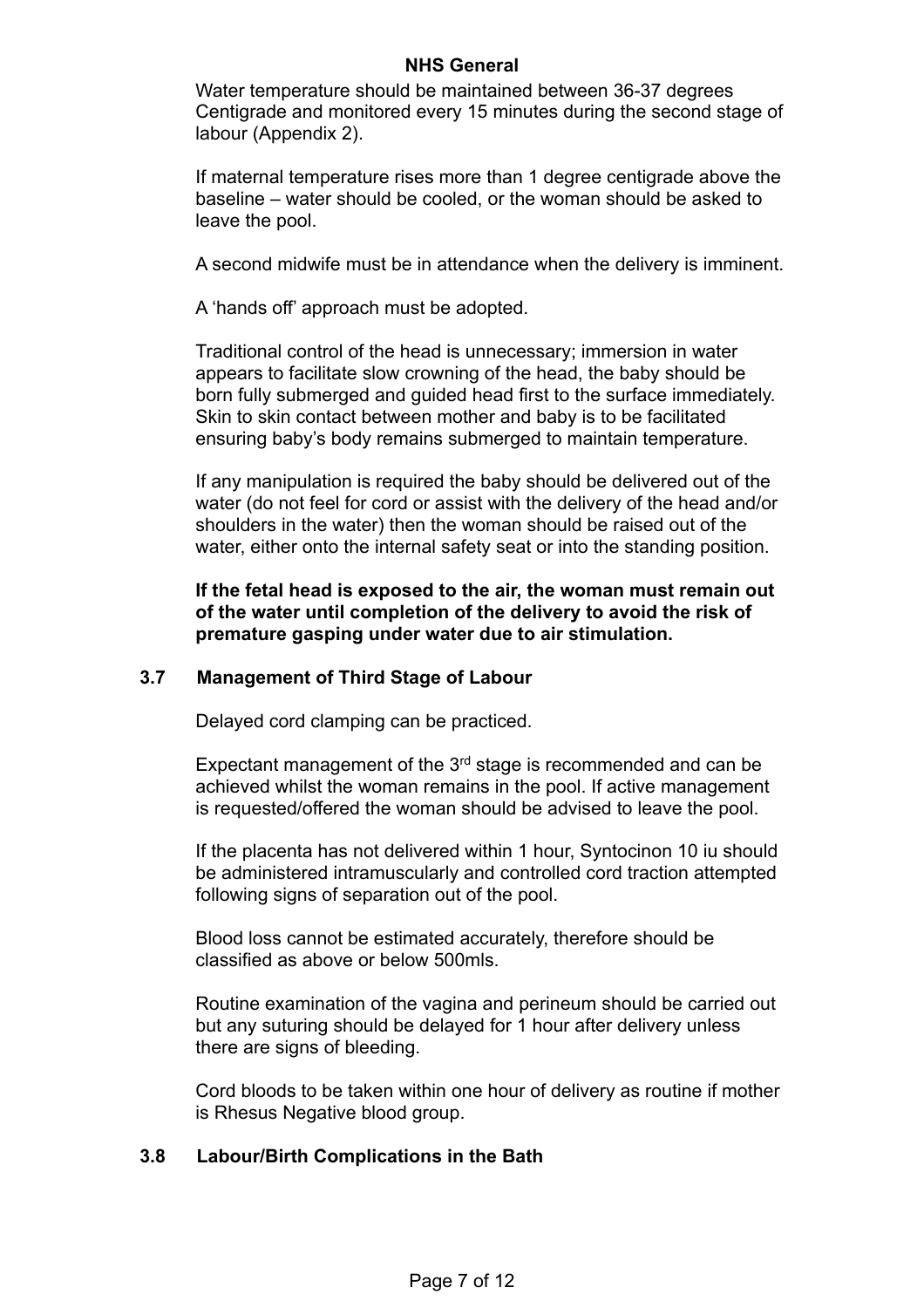Water temperature should be maintained between 36-37 degrees Centigrade and monitored every 15 minutes during the second stage of labour (Appendix 2).

If maternal temperature rises more than 1 degree centigrade above the baseline – water should be cooled, or the woman should be asked to leave the pool.

A second midwife must be in attendance when the delivery is imminent.

A 'hands off' approach must be adopted.

Traditional control of the head is unnecessary; immersion in water appears to facilitate slow crowning of the head, the baby should be born fully submerged and guided head first to the surface immediately. Skin to skin contact between mother and baby is to be facilitated ensuring baby's body remains submerged to maintain temperature.

If any manipulation is required the baby should be delivered out of the water (do not feel for cord or assist with the delivery of the head and/or shoulders in the water) then the woman should be raised out of the water, either onto the internal safety seat or into the standing position.

**If the fetal head is exposed to the air, the woman must remain out of the water until completion of the delivery to avoid the risk of premature gasping under water due to air stimulation.**

### 3.7 Management of Third Stage of Labour

Delayed cord clamping can be practiced.

Expectant management of the 3rd stage is recommended and can be achieved whilst the woman remains in the pool. If active management is requested/offered the woman should be advised to leave the pool.

If the placenta has not delivered within 1 hour, Syntocinon 10 iu should be administered intramuscularly and controlled cord traction attempted following signs of separation out of the pool.

Blood loss cannot be estimated accurately, therefore should be classified as above or below 500mls.

Routine examination of the vagina and perineum should be carried out but any suturing should be delayed for 1 hour after delivery unless there are signs of bleeding.

Cord bloods to be taken within one hour of delivery as routine if mother is Rhesus Negative blood group.

### 3.8 Labour/Birth Complications in the Bath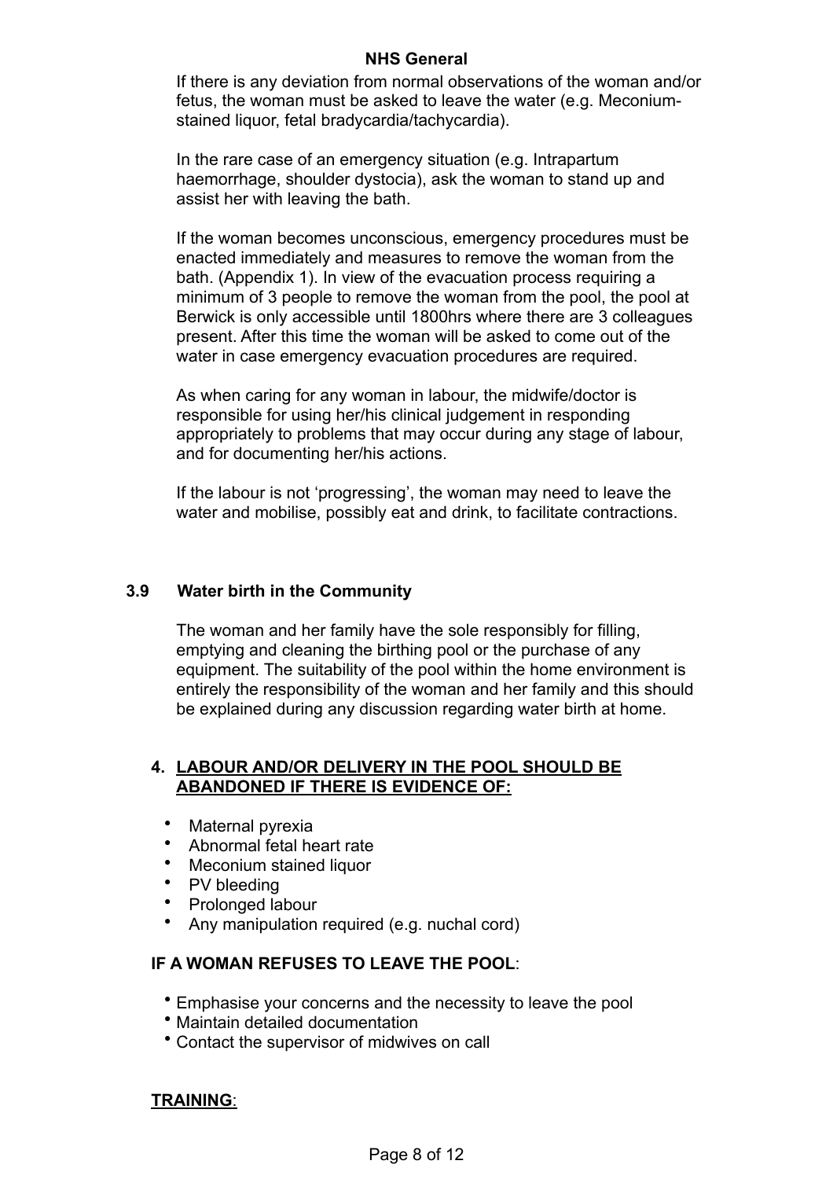If there is any deviation from normal observations of the woman and/or fetus, the woman must be asked to leave the water (e.g. Meconium-stained liquor, fetal bradycardia/tachycardia).

In the rare case of an emergency situation (e.g. Intrapartum haemorrhage, shoulder dystocia), ask the woman to stand up and assist her with leaving the bath.

If the woman becomes unconscious, emergency procedures must be enacted immediately and measures to remove the woman from the bath. (Appendix 1). In view of the evacuation process requiring a minimum of 3 people to remove the woman from the pool, the pool at Berwick is only accessible until 1800hrs where there are 3 colleagues present. After this time the woman will be asked to come out of the water in case emergency evacuation procedures are required.

As when caring for any woman in labour, the midwife/doctor is responsible for using her/his clinical judgement in responding appropriately to problems that may occur during any stage of labour, and for documenting her/his actions.

If the labour is not 'progressing', the woman may need to leave the water and mobilise, possibly eat and drink, to facilitate contractions.

### 3.9 Water birth in the Community

The woman and her family have the sole responsibly for filling, emptying and cleaning the birthing pool or the purchase of any equipment. The suitability of the pool within the home environment is entirely the responsibility of the woman and her family and this should be explained during any discussion regarding water birth at home.

## 4. LABOUR AND/OR DELIVERY IN THE POOL SHOULD BE ABANDONED IF THERE IS EVIDENCE OF:

- Maternal pyrexia
- Abnormal fetal heart rate
- Meconium stained liquor
- PV bleeding
- Prolonged labour
- Any manipulation required (e.g. nuchal cord)

**IF A WOMAN REFUSES TO LEAVE THE POOL**:

- Emphasise your concerns and the necessity to leave the pool
- Maintain detailed documentation
- Contact the supervisor of midwives on call

**TRAINING**: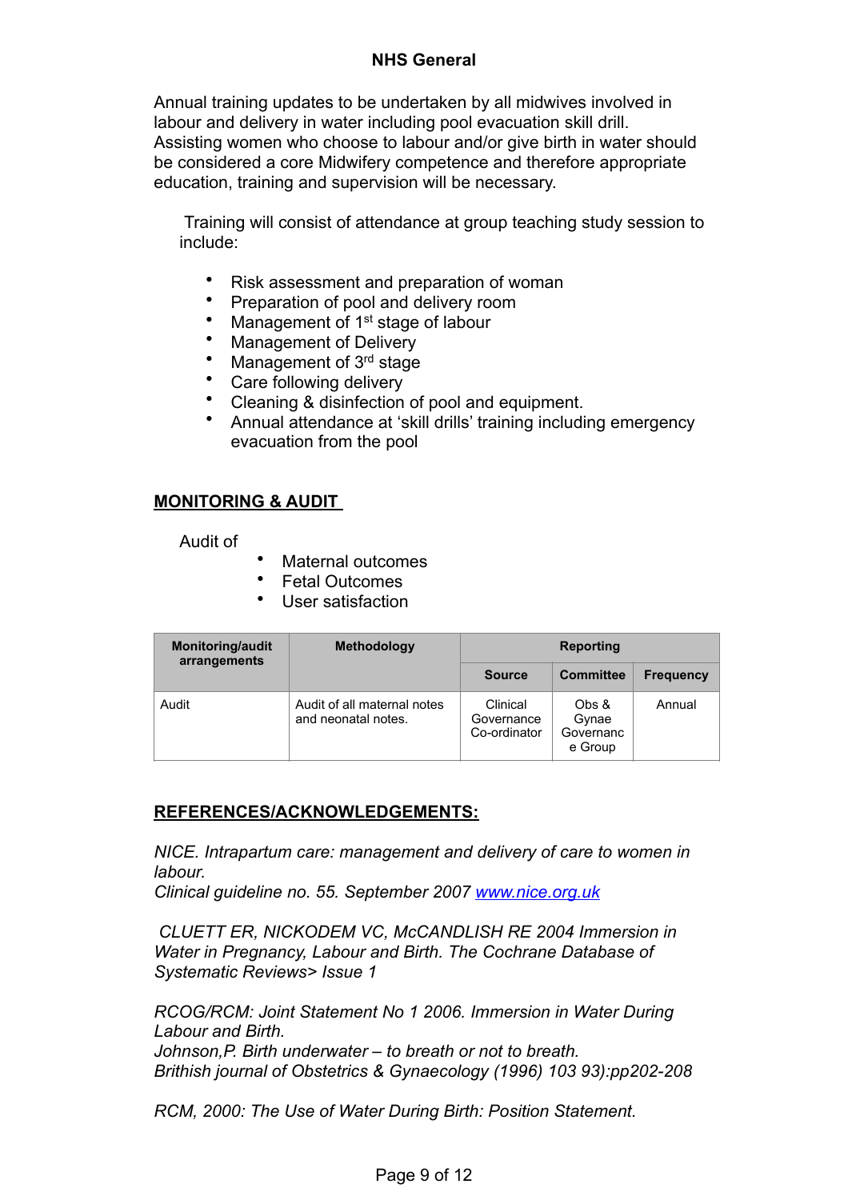Annual training updates to be undertaken by all midwives involved in labour and delivery in water including pool evacuation skill drill. Assisting women who choose to labour and/or give birth in water should be considered a core Midwifery competence and therefore appropriate education, training and supervision will be necessary.

Training will consist of attendance at group teaching study session to include:

- Risk assessment and preparation of woman
- Preparation of pool and delivery room
- Management of 1st stage of labour
- Management of Delivery
- Management of 3rd stage
- Care following delivery
- Cleaning & disinfection of pool and equipment.
- Annual attendance at 'skill drills' training including emergency evacuation from the pool

## MONITORING & AUDIT

Audit of

- Maternal outcomes
- Fetal Outcomes
- User satisfaction

| Monitoring/audit arrangements | Methodology | Reporting | | |
|---|---|---|---|---|
| | | **Source** | **Committee** | **Frequency** |
| Audit | Audit of all maternal notes and neonatal notes. | Clinical Governance Co-ordinator | Obs & Gynae Governance Group | Annual |

## REFERENCES/ACKNOWLEDGEMENTS:

*NICE. Intrapartum care: management and delivery of care to women in labour.*
*Clinical guideline no. 55. September 2007* [www.nice.org.uk](http://www.nice.org.uk)

*CLUETT ER, NICKODEM VC, McCANDLISH RE 2004 Immersion in Water in Pregnancy, Labour and Birth. The Cochrane Database of Systematic Reviews> Issue 1*

*RCOG/RCM: Joint Statement No 1 2006. Immersion in Water During Labour and Birth.*
*Johnson,P. Birth underwater – to breath or not to breath.*
*Brithish journal of Obstetrics & Gynaecology (1996) 103 93):pp202-208*

*RCM, 2000: The Use of Water During Birth: Position Statement.*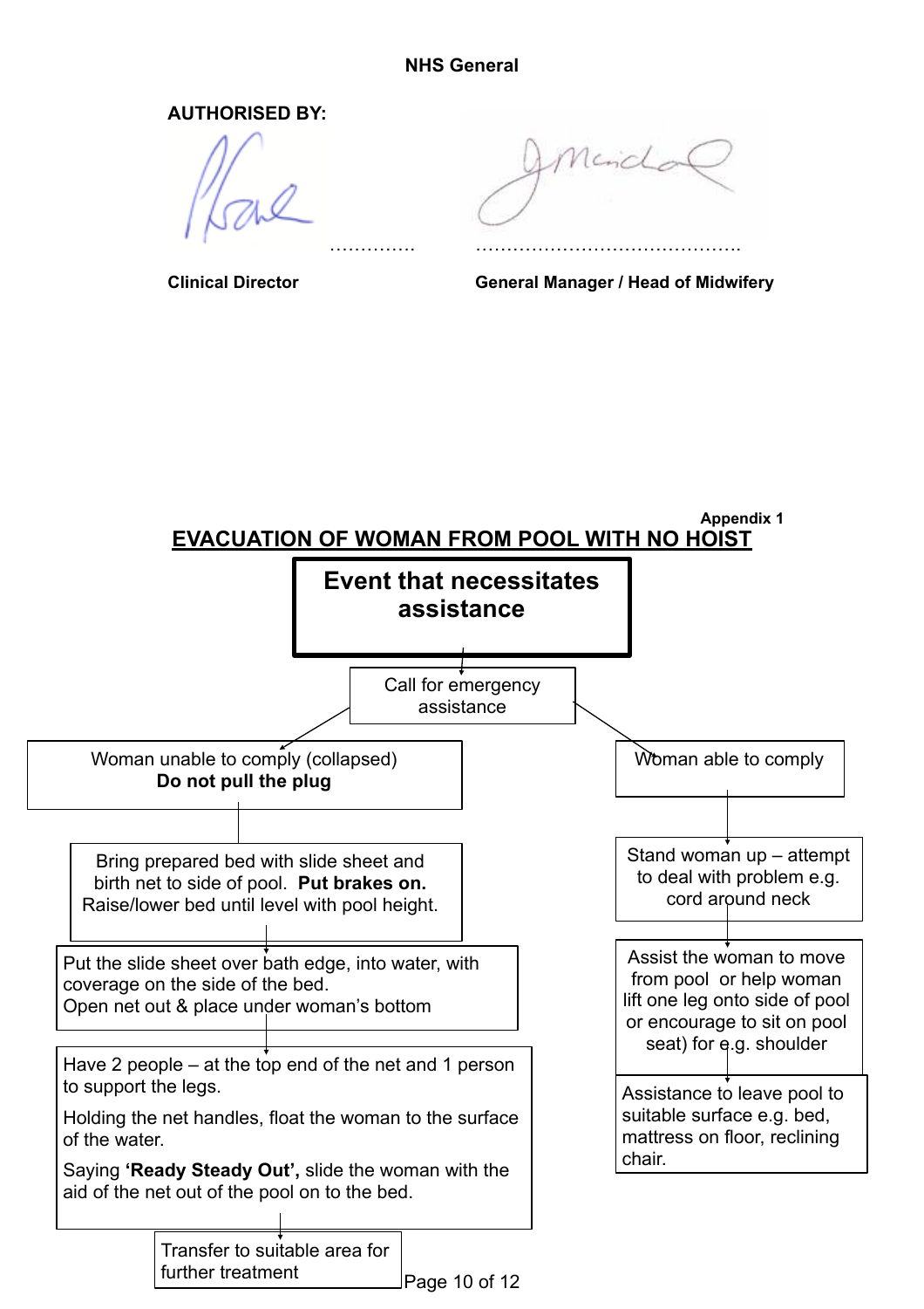NHS General

**AUTHORISED BY:**

………….  ……………………………………

**Clinical Director**  **General Manager / Head of Midwifery**

**Appendix 1**

## EVACUATION OF WOMAN FROM POOL WITH NO HOIST

**Event that necessitates assistance**

↓

Call for emergency assistance

**Woman unable to comply (collapsed)**

Woman unable to comply (collapsed)
**Do not pull the plug**

↓

Bring prepared bed with slide sheet and birth net to side of pool. **Put brakes on.** Raise/lower bed until level with pool height.

↓

Put the slide sheet over bath edge, into water, with coverage on the side of the bed.
Open net out & place under woman's bottom

↓

Have 2 people – at the top end of the net and 1 person to support the legs.

Holding the net handles, float the woman to the surface of the water.

Saying **'Ready Steady Out',** slide the woman with the aid of the net out of the pool on to the bed.

↓

Transfer to suitable area for further treatment

**Woman able to comply**

Woman able to comply

↓

Stand woman up – attempt to deal with problem e.g. cord around neck

↓

Assist the woman to move from pool or help woman lift one leg onto side of pool or encourage to sit on pool seat) for e.g. shoulder

↓

Assistance to leave pool to suitable surface e.g. bed, mattress on floor, reclining chair.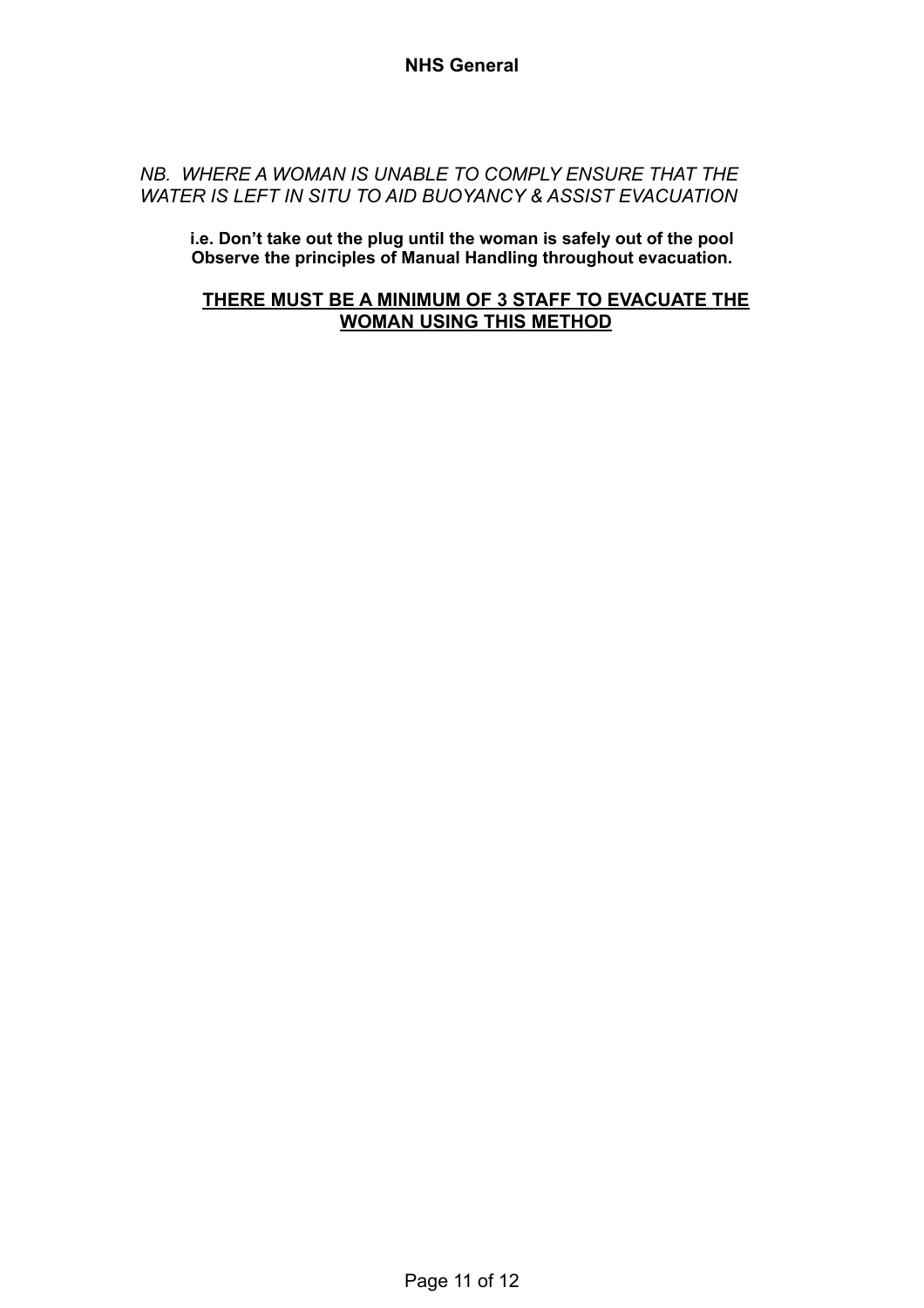*NB. WHERE A WOMAN IS UNABLE TO COMPLY ENSURE THAT THE WATER IS LEFT IN SITU TO AID BUOYANCY & ASSIST EVACUATION*

**i.e. Don't take out the plug until the woman is safely out of the pool Observe the principles of Manual Handling throughout evacuation.**

<u>**THERE MUST BE A MINIMUM OF 3 STAFF TO EVACUATE THE WOMAN USING THIS METHOD**</u>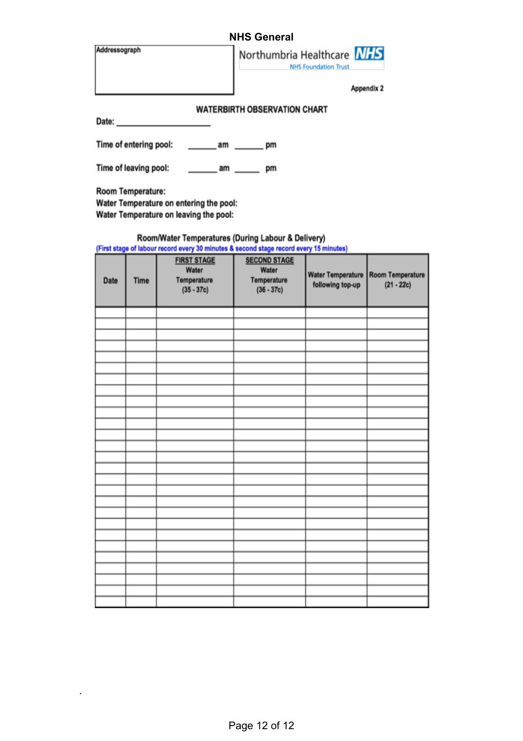**NHS General**

Addressograph

Northumbria Healthcare NHS
NHS Foundation Trust

Appendix 2

## WATERBIRTH OBSERVATION CHART

Date: ____________________

Time of entering pool: ______ am ______ pm

Time of leaving pool: ______ am _____ pm

Room Temperature:
Water Temperature on entering the pool:
Water Temperature on leaving the pool:

### Room/Water Temperatures (During Labour & Delivery)

(First stage of labour record every 30 minutes & second stage record every 15 minutes)

| Date | Time | FIRST STAGE Water Temperature (35 - 37c) | SECOND STAGE Water Temperature (36 - 37c) | Water Temperature following top-up | Room Temperature (21 - 22c) |
|---|---|---|---|---|---|
| | | | | | |
| | | | | | |
| | | | | | |
| | | | | | |
| | | | | | |
| | | | | | |
| | | | | | |
| | | | | | |
| | | | | | |
| | | | | | |
| | | | | | |
| | | | | | |
| | | | | | |
| | | | | | |
| | | | | | |
| | | | | | |
| | | | | | |
| | | | | | |
| | | | | | |
| | | | | | |
| | | | | | |
| | | | | | |
| | | | | | |
| | | | | | |
| | | | | | |
| | | | | | |
| | | | | | |
| | | | | | |
| | | | | | |
| | | | | | |
| | | | | | |